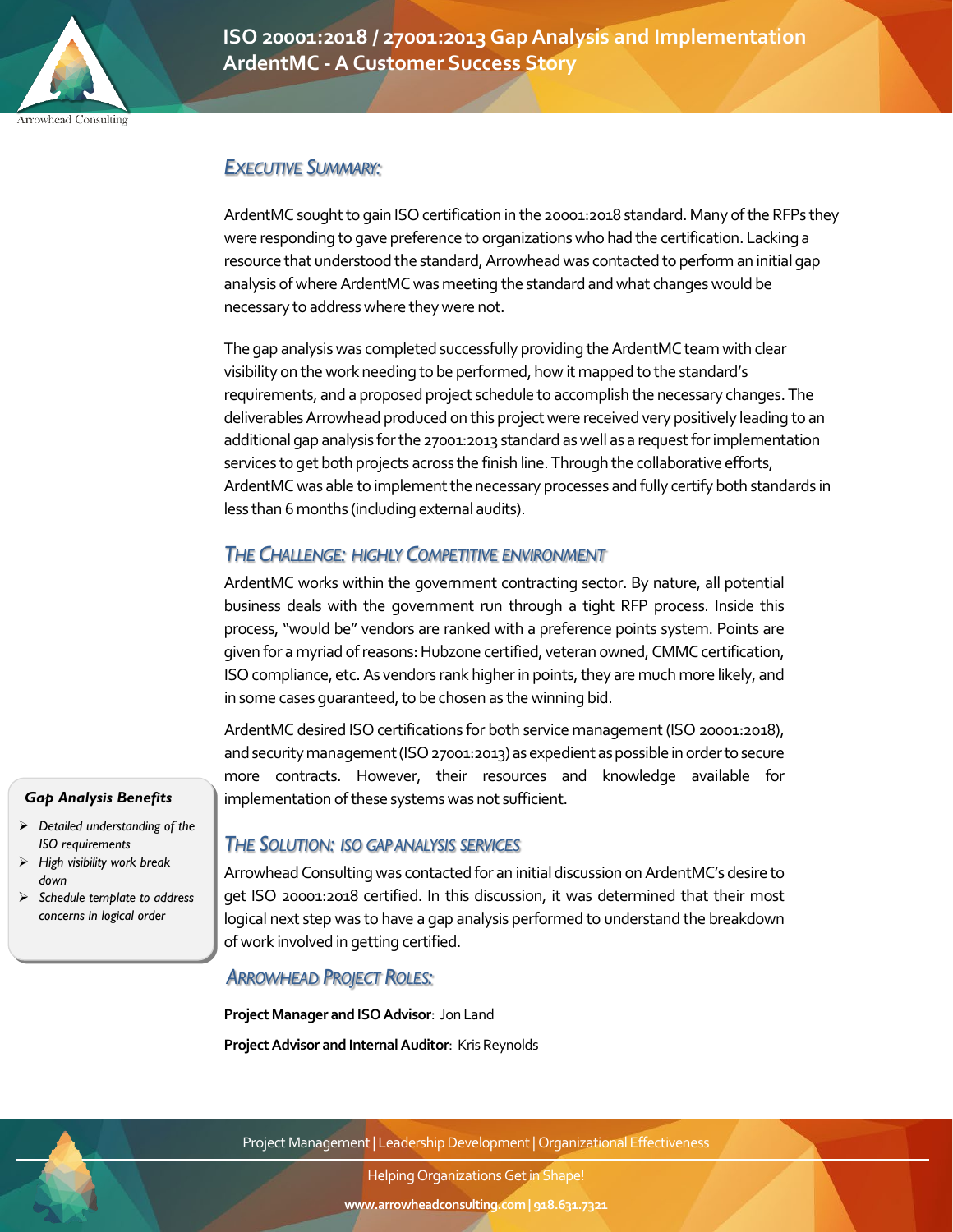# ISO 20001:2018 / 27001:2013 Gap Analysis and Implementation
## ArdentMC - A Customer Success Story

### *EXECUTIVE SUMMARY:*

ArdentMC sought to gain ISO certification in the 20001:2018 standard. Many of the RFPs they were responding to gave preference to organizations who had the certification. Lacking a resource that understood the standard, Arrowhead was contacted to perform an initial gap analysis of where ArdentMC was meeting the standard and what changes would be necessary to address where they were not.

The gap analysis was completed successfully providing the ArdentMC team with clear visibility on the work needing to be performed, how it mapped to the standard's requirements, and a proposed project schedule to accomplish the necessary changes. The deliverables Arrowhead produced on this project were received very positively leading to an additional gap analysis for the 27001:2013 standard as well as a request for implementation services to get both projects across the finish line. Through the collaborative efforts, ArdentMC was able to implement the necessary processes and fully certify both standards in less than 6 months (including external audits).

### *THE CHALLENGE: HIGHLY COMPETITIVE ENVIRONMENT*

ArdentMC works within the government contracting sector. By nature, all potential business deals with the government run through a tight RFP process. Inside this process, "would be" vendors are ranked with a preference points system. Points are given for a myriad of reasons: Hubzone certified, veteran owned, CMMC certification, ISO compliance, etc. As vendors rank higher in points, they are much more likely, and in some cases guaranteed, to be chosen as the winning bid.

ArdentMC desired ISO certifications for both service management (ISO 20001:2018), and security management (ISO 27001:2013) as expedient as possible in order to secure more contracts. However, their resources and knowledge available for implementation of these systems was not sufficient.

***Gap Analysis Benefits***

- *Detailed understanding of the ISO requirements*
- *High visibility work break down*
- *Schedule template to address concerns in logical order*

### *THE SOLUTION: ISO GAP ANALYSIS SERVICES*

Arrowhead Consulting was contacted for an initial discussion on ArdentMC's desire to get ISO 20001:2018 certified. In this discussion, it was determined that their most logical next step was to have a gap analysis performed to understand the breakdown of work involved in getting certified.

### *ARROWHEAD PROJECT ROLES:*

**Project Manager and ISO Advisor**: Jon Land

**Project Advisor and Internal Auditor**: Kris Reynolds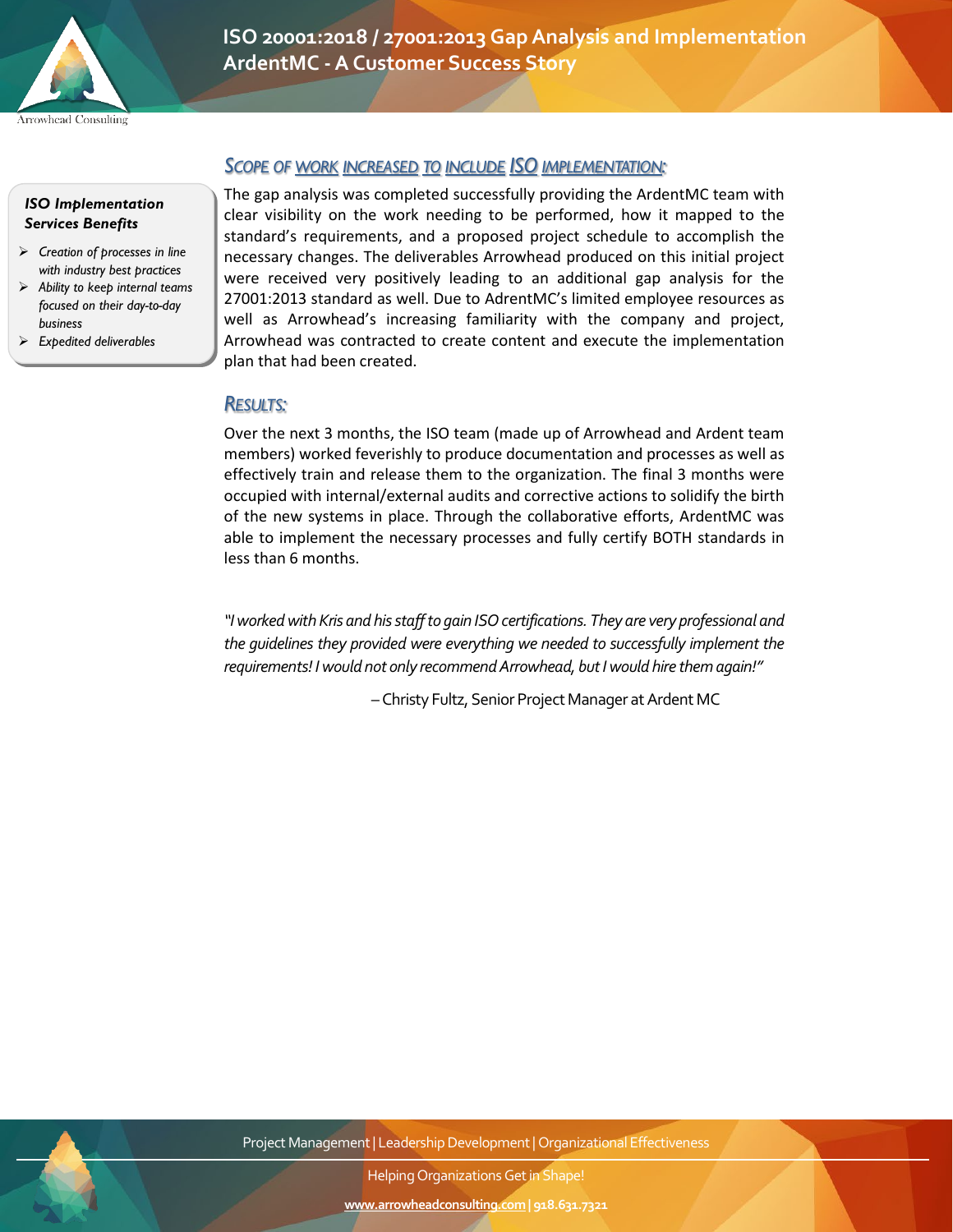# ISO 20001:2018 / 27001:2013 Gap Analysis and Implementation
## ArdentMC - A Customer Success Story

***ISO Implementation Services Benefits***

- *Creation of processes in line with industry best practices*
- *Ability to keep internal teams focused on their day-to-day business*
- *Expedited deliverables*

### *Scope of work increased to include ISO implementation:*

The gap analysis was completed successfully providing the ArdentMC team with clear visibility on the work needing to be performed, how it mapped to the standard's requirements, and a proposed project schedule to accomplish the necessary changes. The deliverables Arrowhead produced on this initial project were received very positively leading to an additional gap analysis for the 27001:2013 standard as well. Due to AdrentMC's limited employee resources as well as Arrowhead's increasing familiarity with the company and project, Arrowhead was contracted to create content and execute the implementation plan that had been created.

### *Results:*

Over the next 3 months, the ISO team (made up of Arrowhead and Ardent team members) worked feverishly to produce documentation and processes as well as effectively train and release them to the organization. The final 3 months were occupied with internal/external audits and corrective actions to solidify the birth of the new systems in place. Through the collaborative efforts, ArdentMC was able to implement the necessary processes and fully certify BOTH standards in less than 6 months.

*"I worked with Kris and his staff to gain ISO certifications. They are very professional and the guidelines they provided were everything we needed to successfully implement the requirements! I would not only recommend Arrowhead, but I would hire them again!"*

– Christy Fultz, Senior Project Manager at Ardent MC

Project Management | Leadership Development | Organizational Effectiveness

Helping Organizations Get in Shape!

www.arrowheadconsulting.com | 918.631.7321